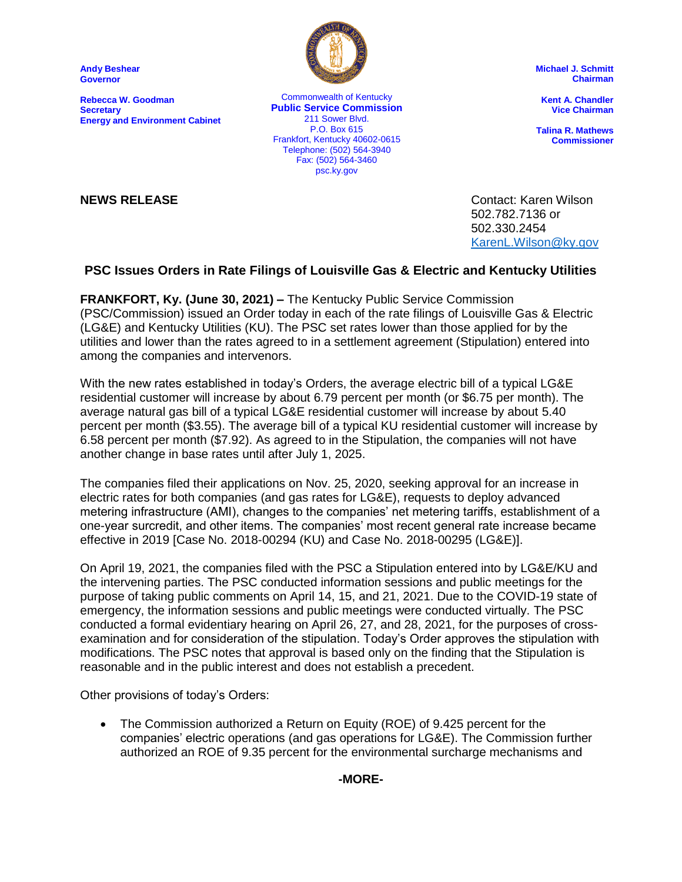**Andy Beshear**
**Governor**

**Rebecca W. Goodman**
**Secretary**
**Energy and Environment Cabinet**

Commonwealth of Kentucky
**Public Service Commission**
211 Sower Blvd.
P.O. Box 615
Frankfort, Kentucky 40602-0615
Telephone: (502) 564-3940
Fax: (502) 564-3460
psc.ky.gov

**Michael J. Schmitt**
**Chairman**

**Kent A. Chandler**
**Vice Chairman**

**Talina R. Mathews**
**Commissioner**

**NEWS RELEASE**

Contact: Karen Wilson
502.782.7136 or
502.330.2454
KarenL.Wilson@ky.gov

## PSC Issues Orders in Rate Filings of Louisville Gas & Electric and Kentucky Utilities

**FRANKFORT, Ky. (June 30, 2021) –** The Kentucky Public Service Commission (PSC/Commission) issued an Order today in each of the rate filings of Louisville Gas & Electric (LG&E) and Kentucky Utilities (KU). The PSC set rates lower than those applied for by the utilities and lower than the rates agreed to in a settlement agreement (Stipulation) entered into among the companies and intervenors.

With the new rates established in today's Orders, the average electric bill of a typical LG&E residential customer will increase by about 6.79 percent per month (or $6.75 per month). The average natural gas bill of a typical LG&E residential customer will increase by about 5.40 percent per month ($3.55). The average bill of a typical KU residential customer will increase by 6.58 percent per month ($7.92). As agreed to in the Stipulation, the companies will not have another change in base rates until after July 1, 2025.

The companies filed their applications on Nov. 25, 2020, seeking approval for an increase in electric rates for both companies (and gas rates for LG&E), requests to deploy advanced metering infrastructure (AMI), changes to the companies' net metering tariffs, establishment of a one-year surcredit, and other items. The companies' most recent general rate increase became effective in 2019 [Case No. 2018-00294 (KU) and Case No. 2018-00295 (LG&E)].

On April 19, 2021, the companies filed with the PSC a Stipulation entered into by LG&E/KU and the intervening parties. The PSC conducted information sessions and public meetings for the purpose of taking public comments on April 14, 15, and 21, 2021. Due to the COVID-19 state of emergency, the information sessions and public meetings were conducted virtually. The PSC conducted a formal evidentiary hearing on April 26, 27, and 28, 2021, for the purposes of cross-examination and for consideration of the stipulation. Today's Order approves the stipulation with modifications. The PSC notes that approval is based only on the finding that the Stipulation is reasonable and in the public interest and does not establish a precedent.

Other provisions of today's Orders:

- The Commission authorized a Return on Equity (ROE) of 9.425 percent for the companies' electric operations (and gas operations for LG&E). The Commission further authorized an ROE of 9.35 percent for the environmental surcharge mechanisms and

**-MORE-**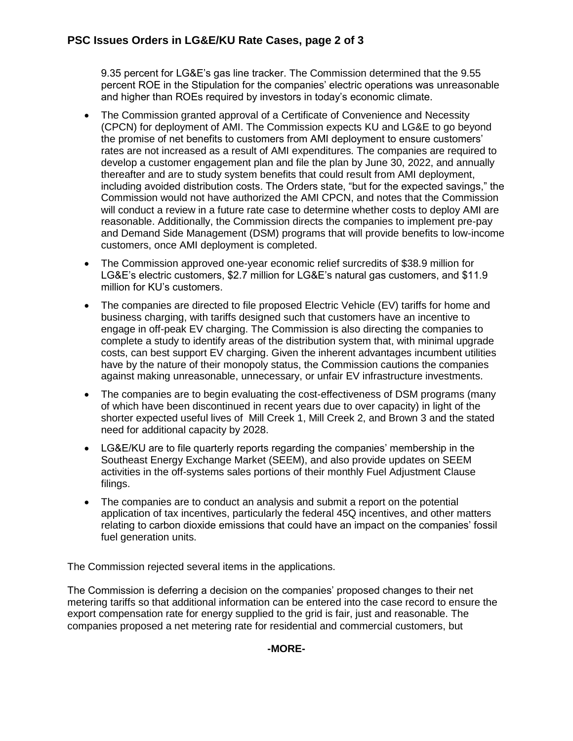9.35 percent for LG&E's gas line tracker. The Commission determined that the 9.55 percent ROE in the Stipulation for the companies' electric operations was unreasonable and higher than ROEs required by investors in today's economic climate.

- The Commission granted approval of a Certificate of Convenience and Necessity (CPCN) for deployment of AMI. The Commission expects KU and LG&E to go beyond the promise of net benefits to customers from AMI deployment to ensure customers' rates are not increased as a result of AMI expenditures. The companies are required to develop a customer engagement plan and file the plan by June 30, 2022, and annually thereafter and are to study system benefits that could result from AMI deployment, including avoided distribution costs. The Orders state, "but for the expected savings," the Commission would not have authorized the AMI CPCN, and notes that the Commission will conduct a review in a future rate case to determine whether costs to deploy AMI are reasonable. Additionally, the Commission directs the companies to implement pre-pay and Demand Side Management (DSM) programs that will provide benefits to low-income customers, once AMI deployment is completed.
- The Commission approved one-year economic relief surcredits of $38.9 million for LG&E's electric customers, $2.7 million for LG&E's natural gas customers, and $11.9 million for KU's customers.
- The companies are directed to file proposed Electric Vehicle (EV) tariffs for home and business charging, with tariffs designed such that customers have an incentive to engage in off-peak EV charging. The Commission is also directing the companies to complete a study to identify areas of the distribution system that, with minimal upgrade costs, can best support EV charging. Given the inherent advantages incumbent utilities have by the nature of their monopoly status, the Commission cautions the companies against making unreasonable, unnecessary, or unfair EV infrastructure investments.
- The companies are to begin evaluating the cost-effectiveness of DSM programs (many of which have been discontinued in recent years due to over capacity) in light of the shorter expected useful lives of Mill Creek 1, Mill Creek 2, and Brown 3 and the stated need for additional capacity by 2028.
- LG&E/KU are to file quarterly reports regarding the companies' membership in the Southeast Energy Exchange Market (SEEM), and also provide updates on SEEM activities in the off-systems sales portions of their monthly Fuel Adjustment Clause filings.
- The companies are to conduct an analysis and submit a report on the potential application of tax incentives, particularly the federal 45Q incentives, and other matters relating to carbon dioxide emissions that could have an impact on the companies' fossil fuel generation units.

The Commission rejected several items in the applications.

The Commission is deferring a decision on the companies' proposed changes to their net metering tariffs so that additional information can be entered into the case record to ensure the export compensation rate for energy supplied to the grid is fair, just and reasonable. The companies proposed a net metering rate for residential and commercial customers, but

**-MORE-**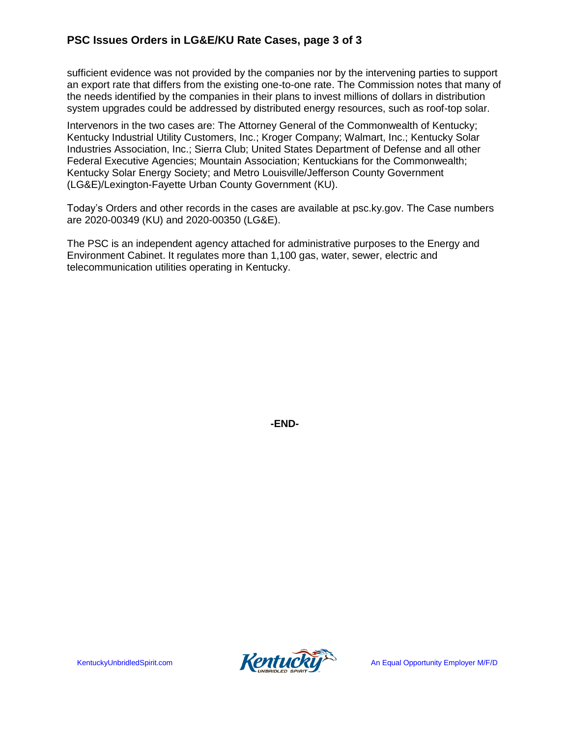sufficient evidence was not provided by the companies nor by the intervening parties to support an export rate that differs from the existing one-to-one rate. The Commission notes that many of the needs identified by the companies in their plans to invest millions of dollars in distribution system upgrades could be addressed by distributed energy resources, such as roof-top solar.

Intervenors in the two cases are: The Attorney General of the Commonwealth of Kentucky; Kentucky Industrial Utility Customers, Inc.; Kroger Company; Walmart, Inc.; Kentucky Solar Industries Association, Inc.; Sierra Club; United States Department of Defense and all other Federal Executive Agencies; Mountain Association; Kentuckians for the Commonwealth; Kentucky Solar Energy Society; and Metro Louisville/Jefferson County Government (LG&E)/Lexington-Fayette Urban County Government (KU).

Today's Orders and other records in the cases are available at psc.ky.gov. The Case numbers are 2020-00349 (KU) and 2020-00350 (LG&E).

The PSC is an independent agency attached for administrative purposes to the Energy and Environment Cabinet. It regulates more than 1,100 gas, water, sewer, electric and telecommunication utilities operating in Kentucky.

**-END-**